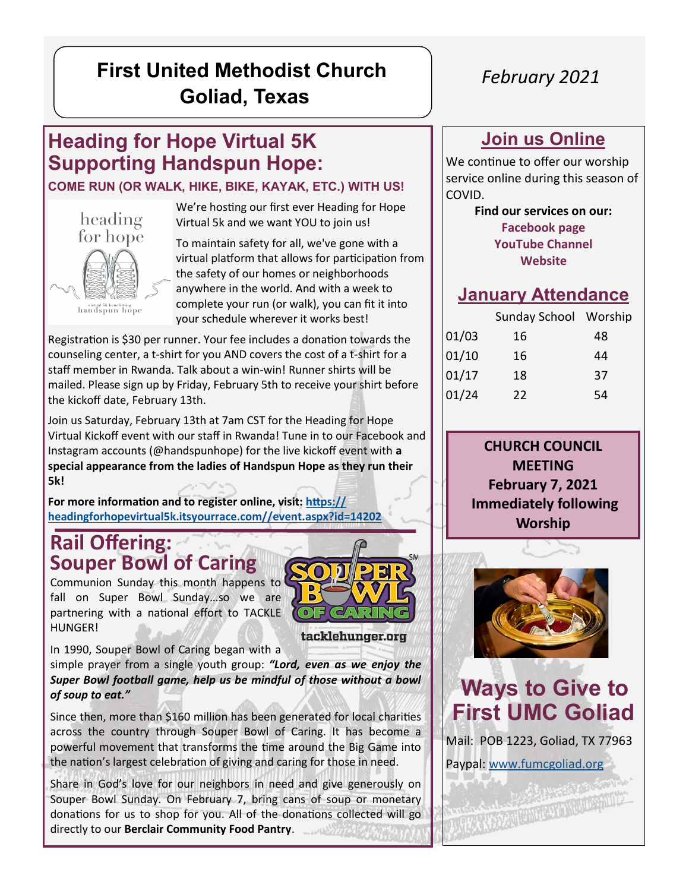# First United Methodist Church Goliad, Texas

*February 2021*

## Heading for Hope Virtual 5K Supporting Handspun Hope:

### COME RUN (OR WALK, HIKE, BIKE, KAYAK, ETC.) WITH US!

We're hosting our first ever Heading for Hope Virtual 5k and we want YOU to join us!

To maintain safety for all, we've gone with a virtual platform that allows for participation from the safety of our homes or neighborhoods anywhere in the world. And with a week to complete your run (or walk), you can fit it into your schedule wherever it works best!

Registration is $30 per runner. Your fee includes a donation towards the counseling center, a t-shirt for you AND covers the cost of a t-shirt for a staff member in Rwanda. Talk about a win-win! Runner shirts will be mailed. Please sign up by Friday, February 5th to receive your shirt before the kickoff date, February 13th.

Join us Saturday, February 13th at 7am CST for the Heading for Hope Virtual Kickoff event with our staff in Rwanda! Tune in to our Facebook and Instagram accounts (@handspunhope) for the live kickoff event with **a special appearance from the ladies of Handspun Hope as they run their 5k!**

**For more information and to register online, visit: https://headingforhopevirtual5k.itsyourrace.com//event.aspx?id=14202**

## Rail Offering: Souper Bowl of Caring

Communion Sunday this month happens to fall on Super Bowl Sunday…so we are partnering with a national effort to TACKLE HUNGER!

tacklehunger.org

In 1990, Souper Bowl of Caring began with a simple prayer from a single youth group: ***"Lord, even as we enjoy the Super Bowl football game, help us be mindful of those without a bowl of soup to eat."***

Since then, more than $160 million has been generated for local charities across the country through Souper Bowl of Caring. It has become a powerful movement that transforms the time around the Big Game into the nation's largest celebration of giving and caring for those in need.

Share in God's love for our neighbors in need and give generously on Souper Bowl Sunday. On February 7, bring cans of soup or monetary donations for us to shop for you. All of the donations collected will go directly to our **Berclair Community Food Pantry**.

## Join us Online

We continue to offer our worship service online during this season of COVID.

**Find our services on our:**
**Facebook page**
**YouTube Channel**
**Website**

## January Attendance

| | Sunday School | Worship |
|---|---|---|
| 01/03 | 16 | 48 |
| 01/10 | 16 | 44 |
| 01/17 | 18 | 37 |
| 01/24 | 22 | 54 |

**CHURCH COUNCIL MEETING**
**February 7, 2021**
**Immediately following Worship**

## Ways to Give to First UMC Goliad

Mail: POB 1223, Goliad, TX 77963

Paypal: www.fumcgoliad.org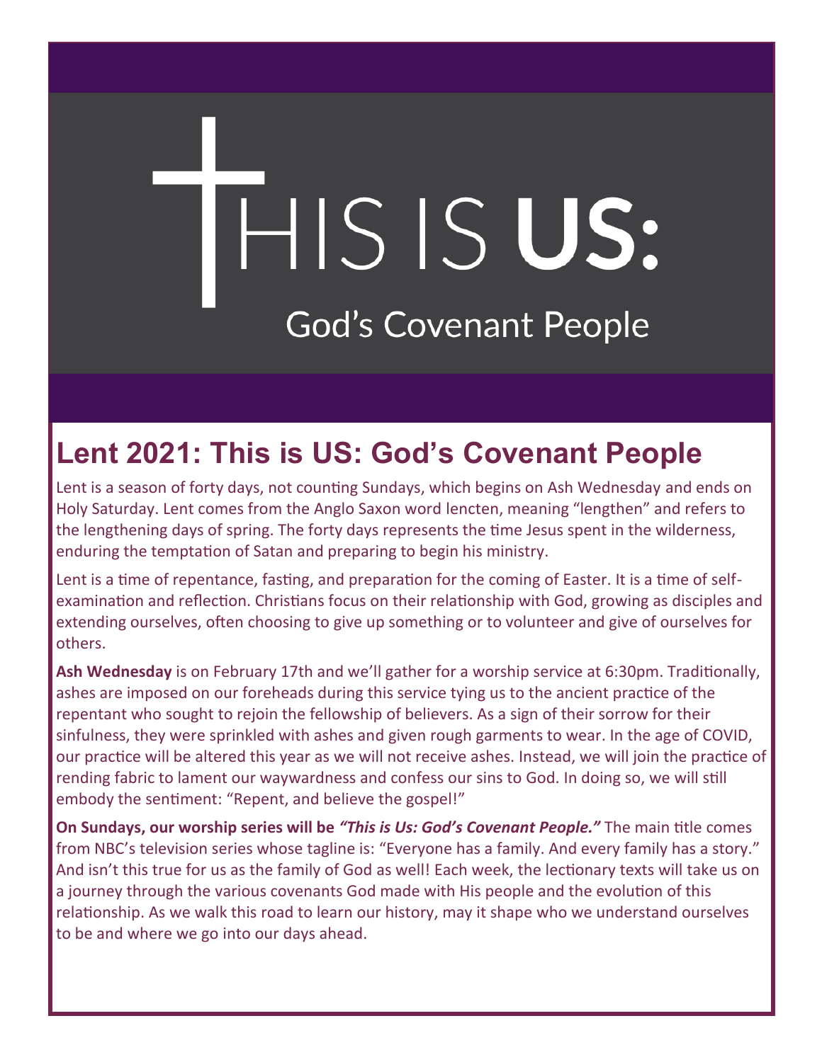# THIS IS US:

God's Covenant People

## Lent 2021: This is US: God's Covenant People

Lent is a season of forty days, not counting Sundays, which begins on Ash Wednesday and ends on Holy Saturday. Lent comes from the Anglo Saxon word lencten, meaning "lengthen" and refers to the lengthening days of spring. The forty days represents the time Jesus spent in the wilderness, enduring the temptation of Satan and preparing to begin his ministry.

Lent is a time of repentance, fasting, and preparation for the coming of Easter. It is a time of self-examination and reflection. Christians focus on their relationship with God, growing as disciples and extending ourselves, often choosing to give up something or to volunteer and give of ourselves for others.

**Ash Wednesday** is on February 17th and we'll gather for a worship service at 6:30pm. Traditionally, ashes are imposed on our foreheads during this service tying us to the ancient practice of the repentant who sought to rejoin the fellowship of believers. As a sign of their sorrow for their sinfulness, they were sprinkled with ashes and given rough garments to wear. In the age of COVID, our practice will be altered this year as we will not receive ashes. Instead, we will join the practice of rending fabric to lament our waywardness and confess our sins to God. In doing so, we will still embody the sentiment: "Repent, and believe the gospel!"

**On Sundays, our worship series will be *"This is Us: God's Covenant People."*** The main title comes from NBC's television series whose tagline is: "Everyone has a family. And every family has a story." And isn't this true for us as the family of God as well! Each week, the lectionary texts will take us on a journey through the various covenants God made with His people and the evolution of this relationship. As we walk this road to learn our history, may it shape who we understand ourselves to be and where we go into our days ahead.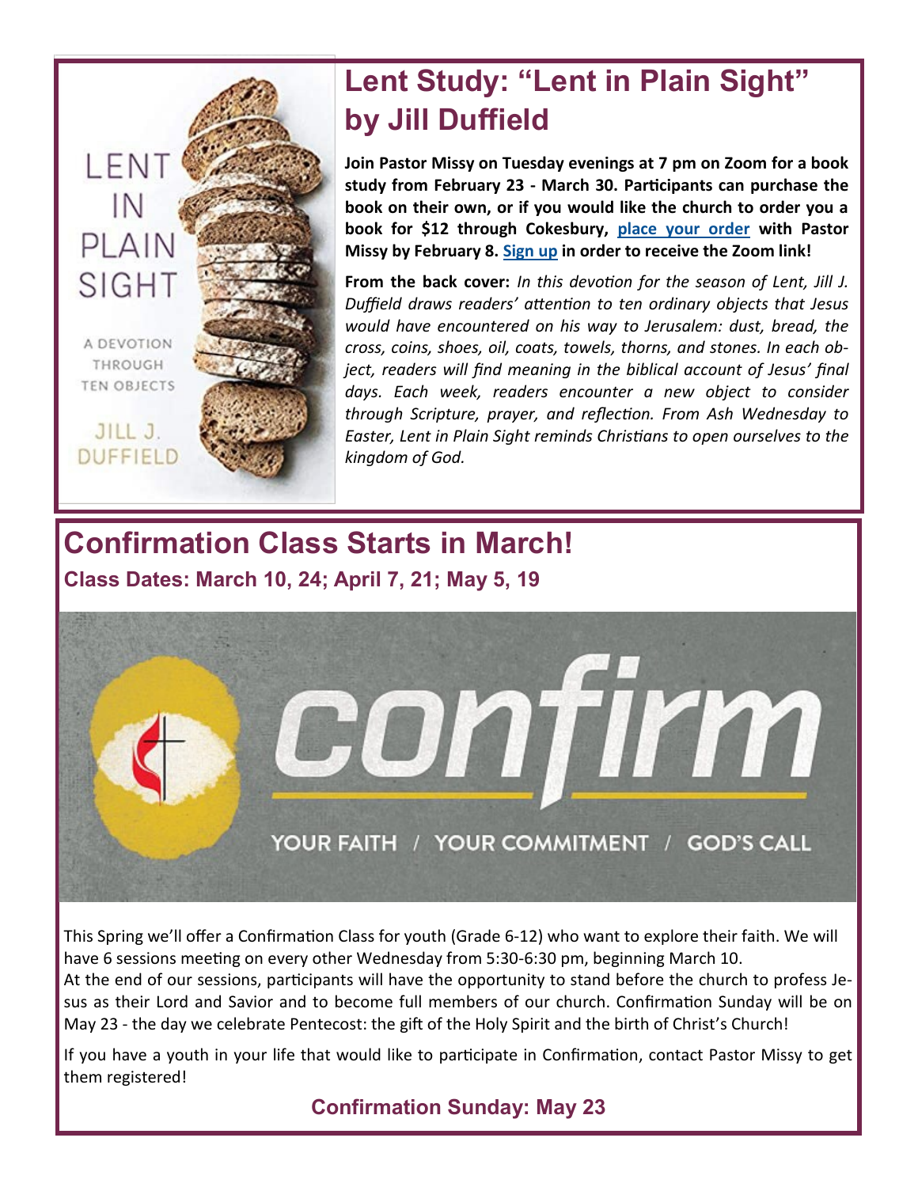## Lent Study: "Lent in Plain Sight" by Jill Duffield

**Join Pastor Missy on Tuesday evenings at 7 pm on Zoom for a book study from February 23 - March 30. Participants can purchase the book on their own, or if you would like the church to order you a book for $12 through Cokesbury, place your order with Pastor Missy by February 8. Sign up in order to receive the Zoom link!**

**From the back cover:** *In this devotion for the season of Lent, Jill J. Duffield draws readers' attention to ten ordinary objects that Jesus would have encountered on his way to Jerusalem: dust, bread, the cross, coins, shoes, oil, coats, towels, thorns, and stones. In each object, readers will find meaning in the biblical account of Jesus' final days. Each week, readers encounter a new object to consider through Scripture, prayer, and reflection. From Ash Wednesday to Easter, Lent in Plain Sight reminds Christians to open ourselves to the kingdom of God.*

## Confirmation Class Starts in March!

**Class Dates: March 10, 24; April 7, 21; May 5, 19**

This Spring we'll offer a Confirmation Class for youth (Grade 6-12) who want to explore their faith. We will have 6 sessions meeting on every other Wednesday from 5:30-6:30 pm, beginning March 10.
At the end of our sessions, participants will have the opportunity to stand before the church to profess Jesus as their Lord and Savior and to become full members of our church. Confirmation Sunday will be on May 23 - the day we celebrate Pentecost: the gift of the Holy Spirit and the birth of Christ's Church!

If you have a youth in your life that would like to participate in Confirmation, contact Pastor Missy to get them registered!

**Confirmation Sunday: May 23**